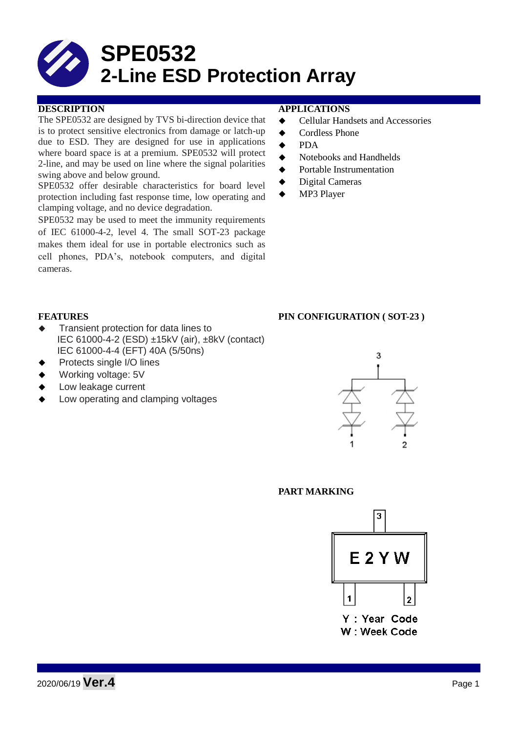# SPE0532
# 2-Line ESD Protection Array

## DESCRIPTION

The SPE0532 are designed by TVS bi-direction device that is to protect sensitive electronics from damage or latch-up due to ESD. They are designed for use in applications where board space is at a premium. SPE0532 will protect 2-line, and may be used on line where the signal polarities swing above and below ground.

SPE0532 offer desirable characteristics for board level protection including fast response time, low operating and clamping voltage, and no device degradation.

SPE0532 may be used to meet the immunity requirements of IEC 61000-4-2, level 4. The small SOT-23 package makes them ideal for use in portable electronics such as cell phones, PDA's, notebook computers, and digital cameras.

## APPLICATIONS

- Cellular Handsets and Accessories
- Cordless Phone
- PDA
- Notebooks and Handhelds
- Portable Instrumentation
- Digital Cameras
- MP3 Player

## FEATURES

- Transient protection for data lines to
  IEC 61000-4-2 (ESD) ±15kV (air), ±8kV (contact)
  IEC 61000-4-4 (EFT) 40A (5/50ns)
- Protects single I/O lines
- Working voltage: 5V
- Low leakage current
- Low operating and clamping voltages

## PIN CONFIGURATION ( SOT-23 )

3

1 2

## PART MARKING

E 2 Y W

Y : Year Code
W : Week Code

2020/06/19 **Ver.4**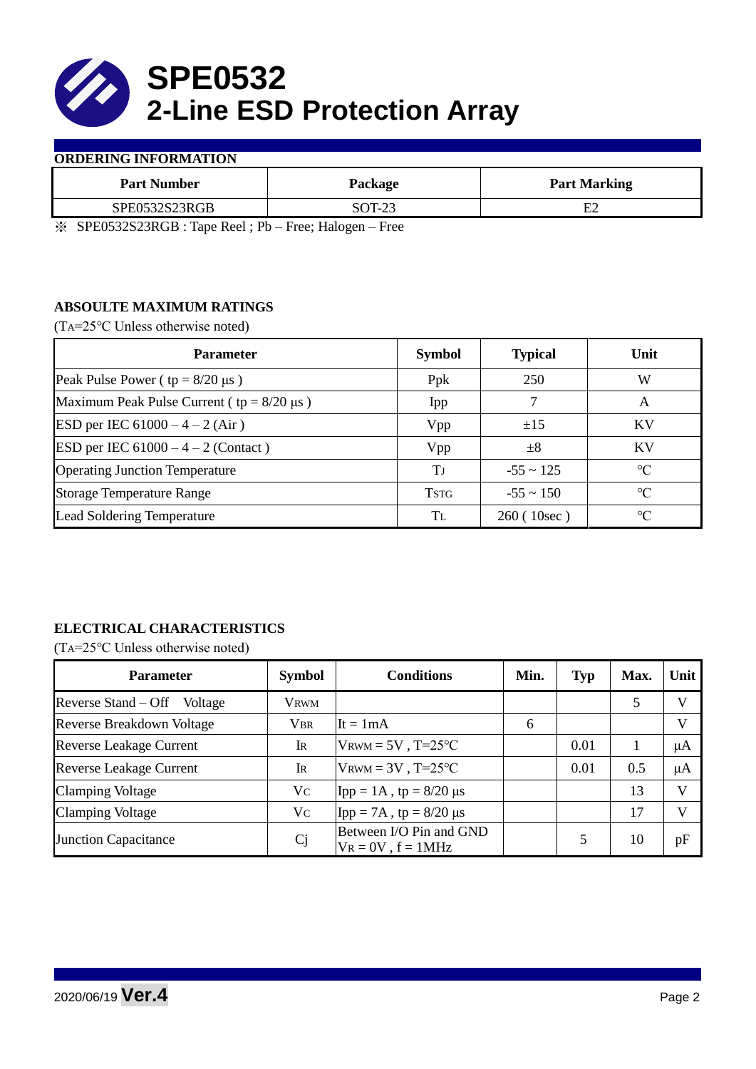# SPE0532
# 2-Line ESD Protection Array

## ORDERING INFORMATION

| Part Number | Package | Part Marking |
|---|---|---|
| SPE0532S23RGB | SOT-23 | E2 |

※ SPE0532S23RGB : Tape Reel ; Pb – Free; Halogen – Free

## ABSOULTE MAXIMUM RATINGS

($T_A$=25°C Unless otherwise noted)

| Parameter | Symbol | Typical | Unit |
|---|---|---|---|
| Peak Pulse Power ( tp = 8/20 μs ) | Ppk | 250 | W |
| Maximum Peak Pulse Current ( tp = 8/20 μs ) | Ipp | 7 | A |
| ESD per IEC 61000 – 4 – 2 (Air ) | Vpp | ±15 | KV |
| ESD per IEC 61000 – 4 – 2 (Contact ) | Vpp | ±8 | KV |
| Operating Junction Temperature | $T_J$ | -55 ~ 125 | °C |
| Storage Temperature Range | $T_{STG}$ | -55 ~ 150 | °C |
| Lead Soldering Temperature | $T_L$ | 260 ( 10sec ) | °C |

## ELECTRICAL CHARACTERISTICS

($T_A$=25°C Unless otherwise noted)

| Parameter | Symbol | Conditions | Min. | Typ | Max. | Unit |
|---|---|---|---|---|---|---|
| Reverse Stand – Off Voltage | $V_{RWM}$ | | | | 5 | V |
| Reverse Breakdown Voltage | $V_{BR}$ | It = 1mA | 6 | | | V |
| Reverse Leakage Current | $I_R$ | $V_{RWM}$ = 5V , T=25°C | | 0.01 | 1 | μA |
| Reverse Leakage Current | $I_R$ | $V_{RWM}$ = 3V , T=25°C | | 0.01 | 0.5 | μA |
| Clamping Voltage | $V_C$ | Ipp = 1A , tp = 8/20 μs | | | 13 | V |
| Clamping Voltage | $V_C$ | Ipp = 7A , tp = 8/20 μs | | | 17 | V |
| Junction Capacitance | Cj | Between I/O Pin and GND $V_R$ = 0V , f = 1MHz | | 5 | 10 | pF |

2020/06/19 **Ver.4**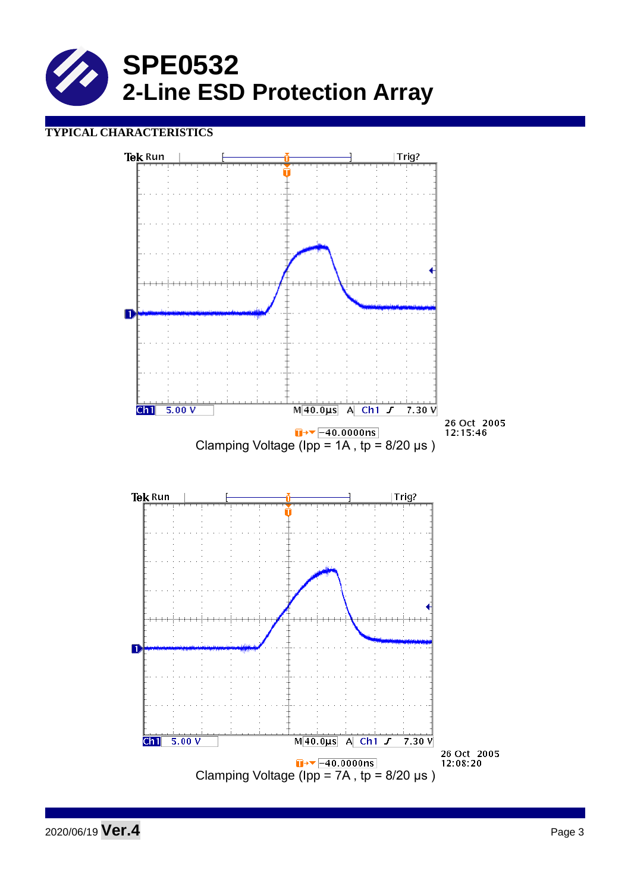# SPE0532
## 2-Line ESD Protection Array

### TYPICAL CHARACTERISTICS

Clamping Voltage (Ipp = 1A , tp = 8/20 µs )

Clamping Voltage (Ipp = 7A , tp = 8/20 µs )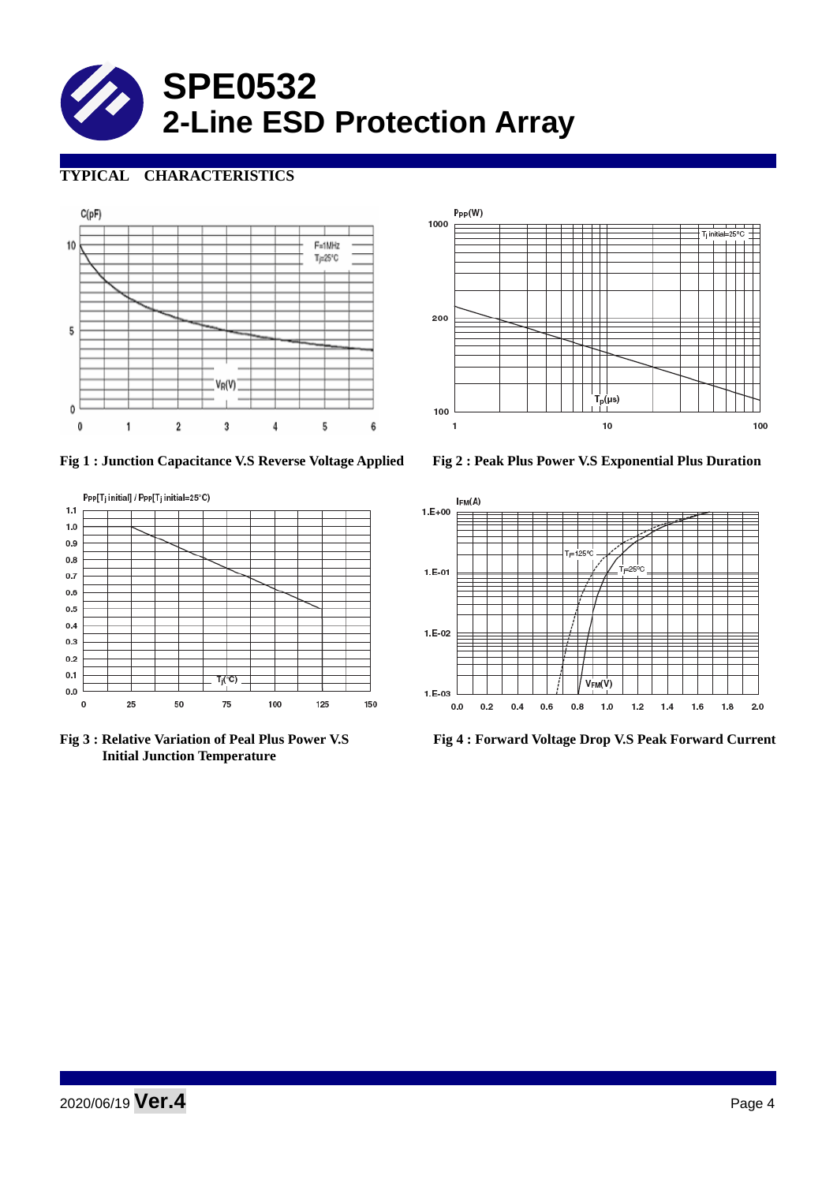# SPE0532
# 2-Line ESD Protection Array

## TYPICAL CHARACTERISTICS

Fig 1 : Junction Capacitance V.S Reverse Voltage Applied

Fig 2 : Peak Plus Power V.S Exponential Plus Duration

Fig 3 : Relative Variation of Peal Plus Power V.S Initial Junction Temperature

Fig 4 : Forward Voltage Drop V.S Peak Forward Current

2020/06/19 **Ver.4**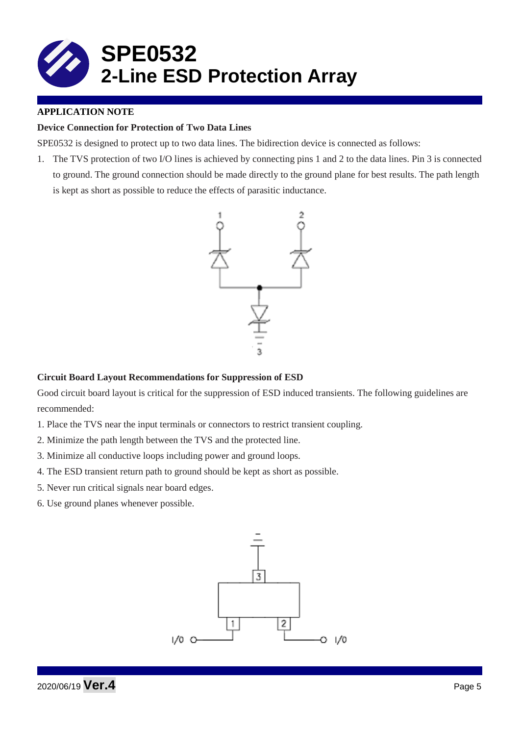# SPE0532
## 2-Line ESD Protection Array

**APPLICATION NOTE**

**Device Connection for Protection of Two Data Lines**

SPE0532 is designed to protect up to two data lines. The bidirection device is connected as follows:

1. The TVS protection of two I/O lines is achieved by connecting pins 1 and 2 to the data lines. Pin 3 is connected to ground. The ground connection should be made directly to the ground plane for best results. The path length is kept as short as possible to reduce the effects of parasitic inductance.

**Circuit Board Layout Recommendations for Suppression of ESD**

Good circuit board layout is critical for the suppression of ESD induced transients. The following guidelines are recommended:

1. Place the TVS near the input terminals or connectors to restrict transient coupling.
2. Minimize the path length between the TVS and the protected line.
3. Minimize all conductive loops including power and ground loops.
4. The ESD transient return path to ground should be kept as short as possible.
5. Never run critical signals near board edges.
6. Use ground planes whenever possible.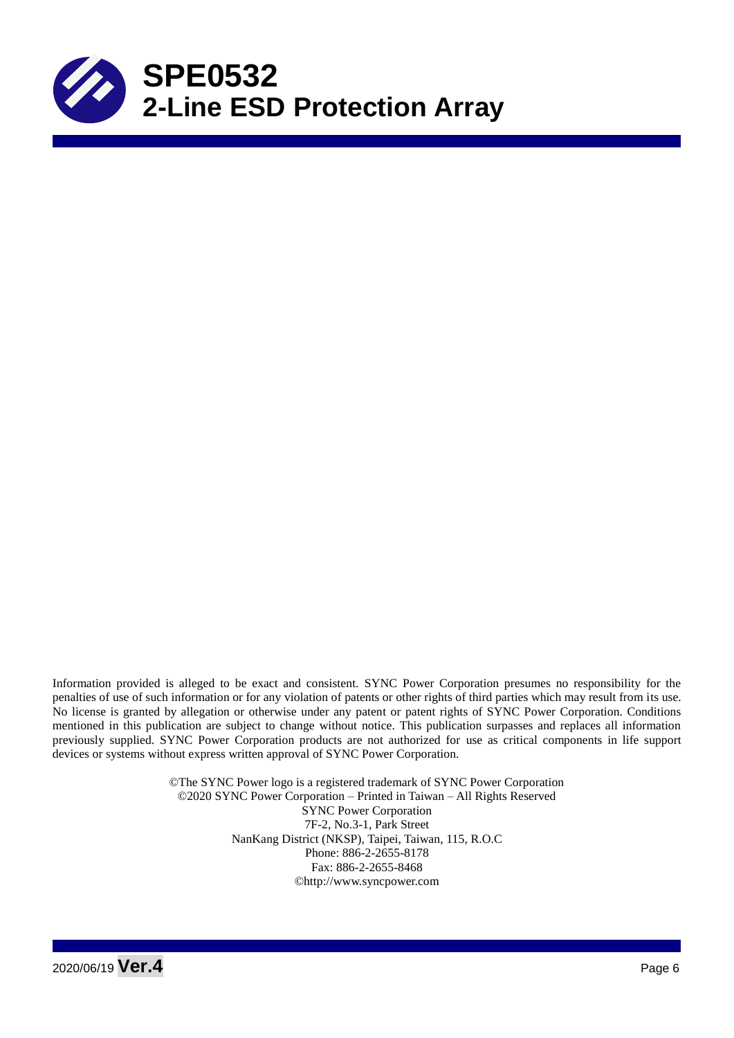Information provided is alleged to be exact and consistent. SYNC Power Corporation presumes no responsibility for the penalties of use of such information or for any violation of patents or other rights of third parties which may result from its use. No license is granted by allegation or otherwise under any patent or patent rights of SYNC Power Corporation. Conditions mentioned in this publication are subject to change without notice. This publication surpasses and replaces all information previously supplied. SYNC Power Corporation products are not authorized for use as critical components in life support devices or systems without express written approval of SYNC Power Corporation.

©The SYNC Power logo is a registered trademark of SYNC Power Corporation
©2020 SYNC Power Corporation – Printed in Taiwan – All Rights Reserved
SYNC Power Corporation
7F-2, No.3-1, Park Street
NanKang District (NKSP), Taipei, Taiwan, 115, R.O.C
Phone: 886-2-2655-8178
Fax: 886-2-2655-8468
©http://www.syncpower.com